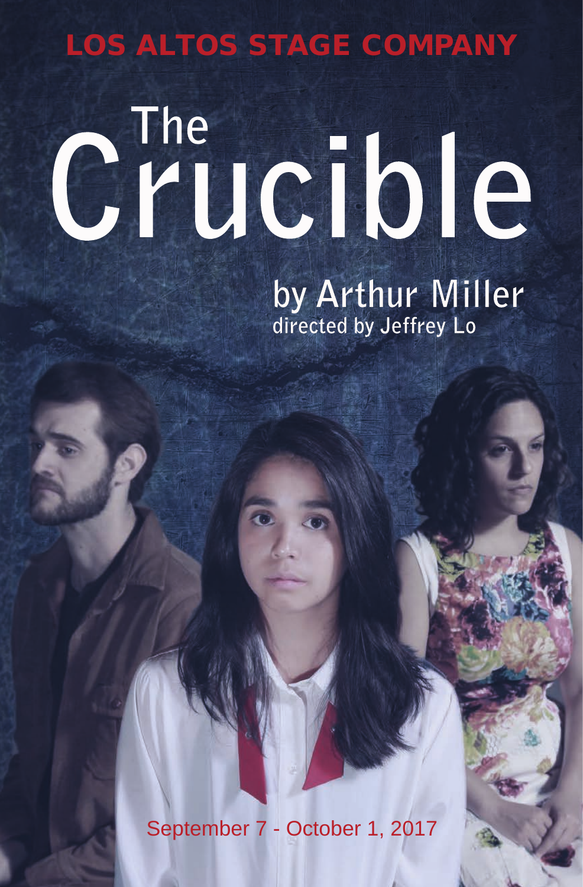LOS ALTOS STAGE COMPANY

# The Crucible

## by Arthur Miller

directed by Jeffrey Lo

September 7 - October 1, 2017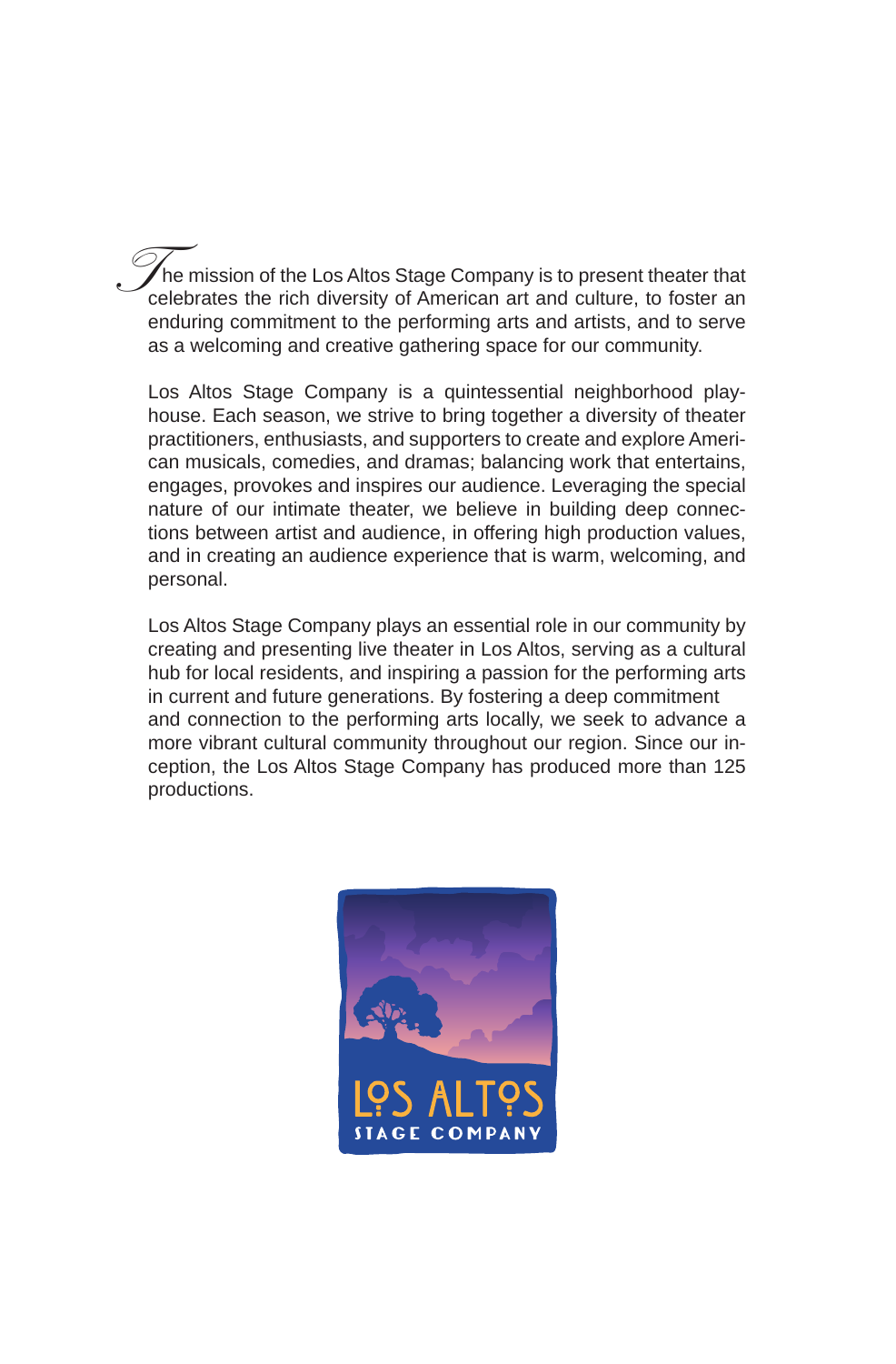The mission of the Los Altos Stage Company is to present theater that celebrates the rich diversity of American art and culture, to foster an enduring commitment to the performing arts and artists, and to serve as a welcoming and creative gathering space for our community.

Los Altos Stage Company is a quintessential neighborhood playhouse. Each season, we strive to bring together a diversity of theater practitioners, enthusiasts, and supporters to create and explore American musicals, comedies, and dramas; balancing work that entertains, engages, provokes and inspires our audience. Leveraging the special nature of our intimate theater, we believe in building deep connections between artist and audience, in offering high production values, and in creating an audience experience that is warm, welcoming, and personal.

Los Altos Stage Company plays an essential role in our community by creating and presenting live theater in Los Altos, serving as a cultural hub for local residents, and inspiring a passion for the performing arts in current and future generations. By fostering a deep commitment and connection to the performing arts locally, we seek to advance a more vibrant cultural community throughout our region. Since our inception, the Los Altos Stage Company has produced more than 125 productions.

LOS ALTOS
STAGE COMPANY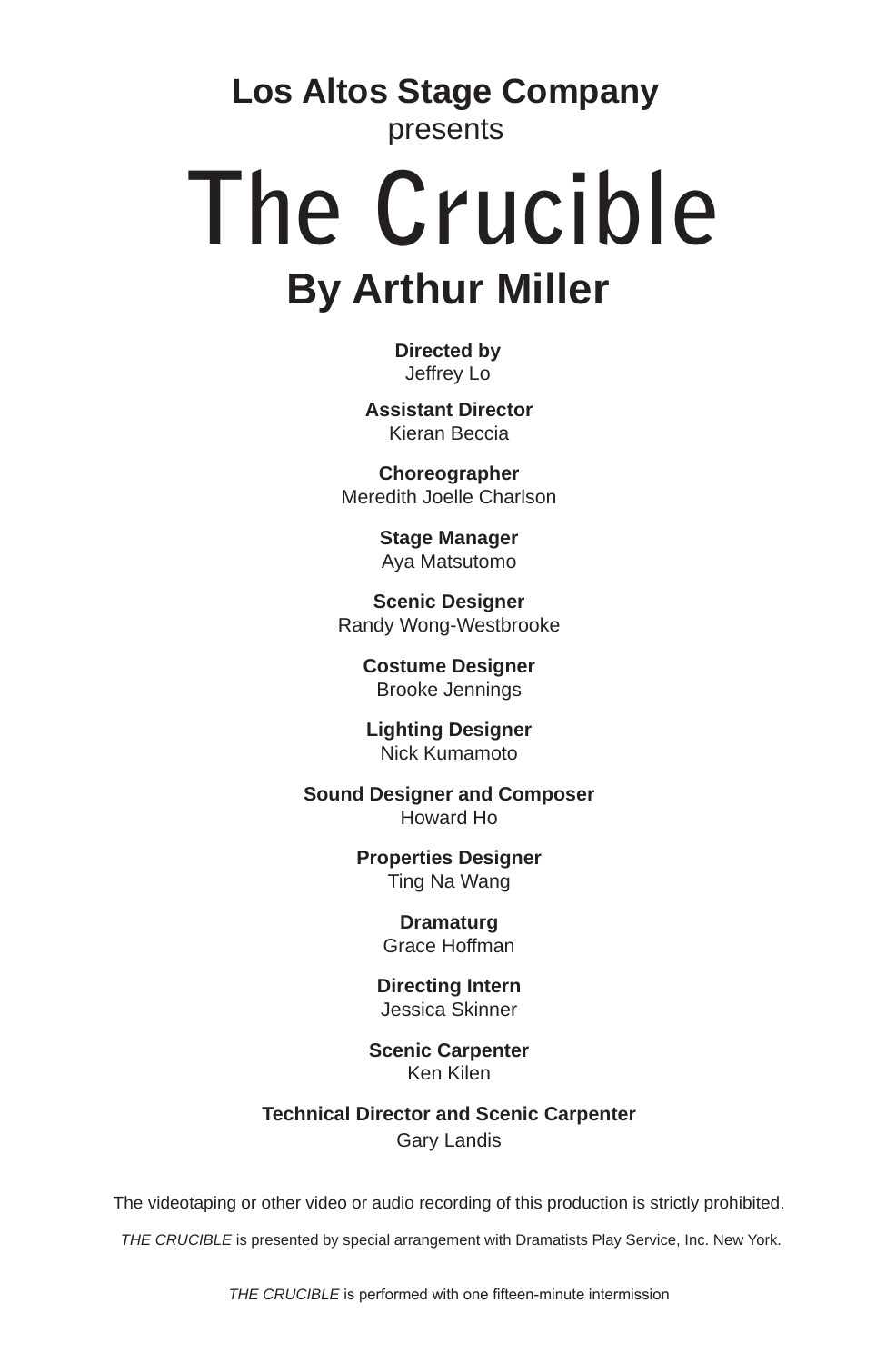**Los Altos Stage Company**
presents

# The Crucible

## By Arthur Miller

**Directed by**
Jeffrey Lo

**Assistant Director**
Kieran Beccia

**Choreographer**
Meredith Joelle Charlson

**Stage Manager**
Aya Matsutomo

**Scenic Designer**
Randy Wong-Westbrooke

**Costume Designer**
Brooke Jennings

**Lighting Designer**
Nick Kumamoto

**Sound Designer and Composer**
Howard Ho

**Properties Designer**
Ting Na Wang

**Dramaturg**
Grace Hoffman

**Directing Intern**
Jessica Skinner

**Scenic Carpenter**
Ken Kilen

**Technical Director and Scenic Carpenter**
Gary Landis

The videotaping or other video or audio recording of this production is strictly prohibited.

*THE CRUCIBLE* is presented by special arrangement with Dramatists Play Service, Inc. New York.

*THE CRUCIBLE* is performed with one fifteen-minute intermission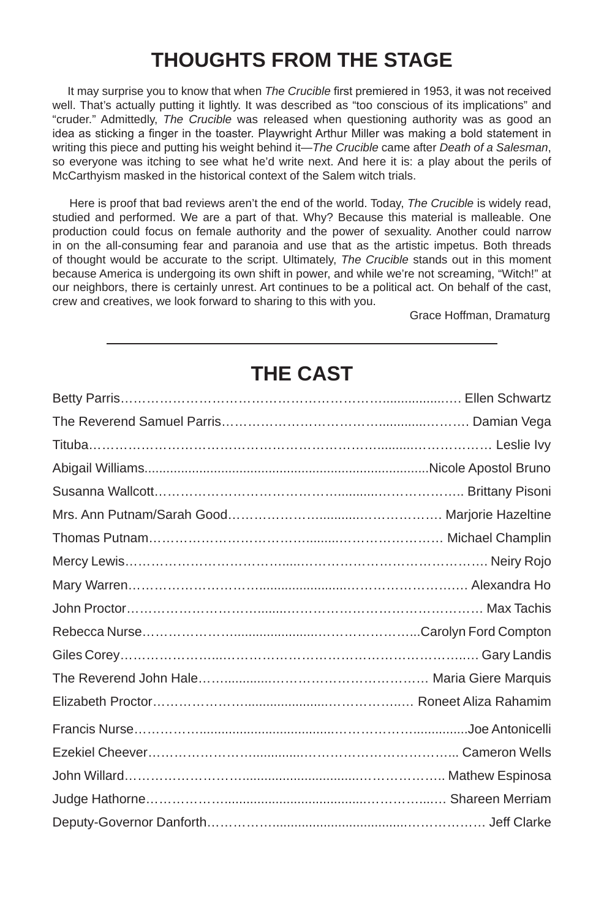# THOUGHTS FROM THE STAGE

It may surprise you to know that when *The Crucible* first premiered in 1953, it was not received well. That's actually putting it lightly. It was described as "too conscious of its implications" and "cruder." Admittedly, *The Crucible* was released when questioning authority was as good an idea as sticking a finger in the toaster. Playwright Arthur Miller was making a bold statement in writing this piece and putting his weight behind it—*The Crucible* came after *Death of a Salesman*, so everyone was itching to see what he'd write next. And here it is: a play about the perils of McCarthyism masked in the historical context of the Salem witch trials.

Here is proof that bad reviews aren't the end of the world. Today, *The Crucible* is widely read, studied and performed. We are a part of that. Why? Because this material is malleable. One production could focus on female authority and the power of sexuality. Another could narrow in on the all-consuming fear and paranoia and use that as the artistic impetus. Both threads of thought would be accurate to the script. Ultimately, *The Crucible* stands out in this moment because America is undergoing its own shift in power, and while we're not screaming, "Witch!" at our neighbors, there is certainly unrest. Art continues to be a political act. On behalf of the cast, crew and creatives, we look forward to sharing this with you.

Grace Hoffman, Dramaturg

---

# THE CAST

Betty Parris……… Ellen Schwartz
The Reverend Samuel Parris……… Damian Vega
Tituba……… Leslie Ivy
Abigail Williams……… Nicole Apostol Bruno
Susanna Wallcott……… Brittany Pisoni
Mrs. Ann Putnam/Sarah Good……… Marjorie Hazeltine
Thomas Putnam……… Michael Champlin
Mercy Lewis……… Neiry Rojo
Mary Warren……… Alexandra Ho
John Proctor……… Max Tachis
Rebecca Nurse……… Carolyn Ford Compton
Giles Corey……… Gary Landis
The Reverend John Hale……… Maria Giere Marquis
Elizabeth Proctor……… Roneet Aliza Rahamim
Francis Nurse……… Joe Antonicelli
Ezekiel Cheever……… Cameron Wells
John Willard……… Mathew Espinosa
Judge Hathorne……… Shareen Merriam
Deputy-Governor Danforth……… Jeff Clarke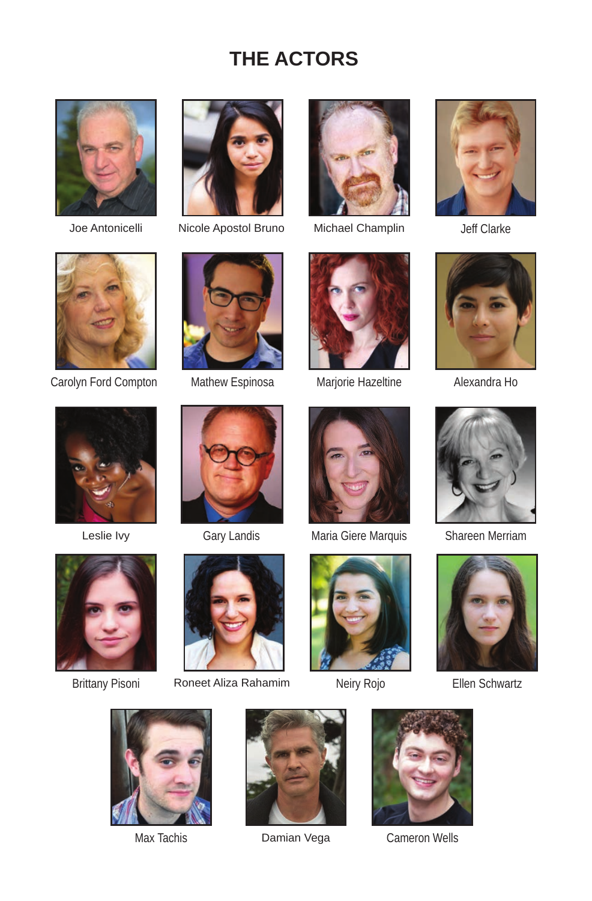# THE ACTORS

Joe Antonicelli

Nicole Apostol Bruno

Michael Champlin

Jeff Clarke

Carolyn Ford Compton

Mathew Espinosa

Marjorie Hazeltine

Alexandra Ho

Leslie Ivy

Gary Landis

Maria Giere Marquis

Shareen Merriam

Brittany Pisoni

Roneet Aliza Rahamim

Neiry Rojo

Ellen Schwartz

Max Tachis

Damian Vega

Cameron Wells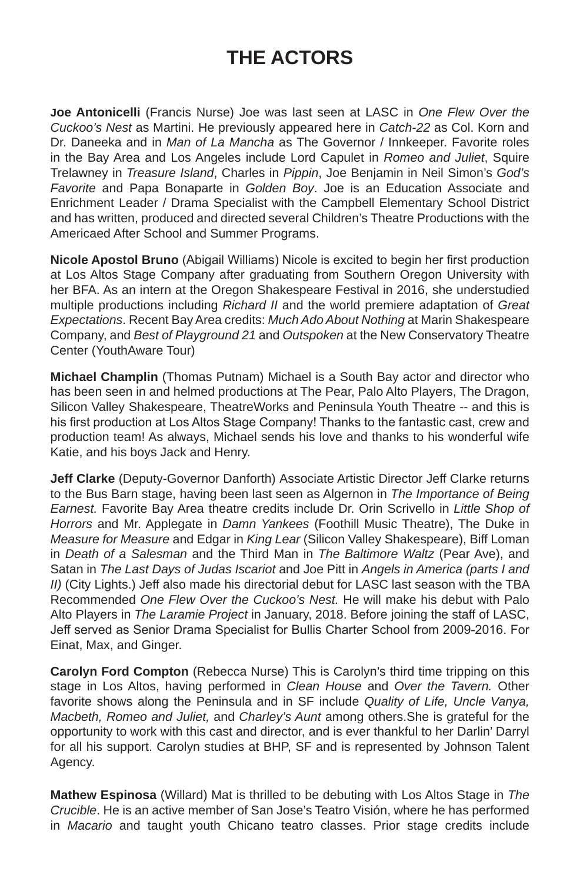# THE ACTORS

**Joe Antonicelli** (Francis Nurse) Joe was last seen at LASC in *One Flew Over the Cuckoo's Nest* as Martini. He previously appeared here in *Catch-22* as Col. Korn and Dr. Daneeka and in *Man of La Mancha* as The Governor / Innkeeper. Favorite roles in the Bay Area and Los Angeles include Lord Capulet in *Romeo and Juliet*, Squire Trelawney in *Treasure Island*, Charles in *Pippin*, Joe Benjamin in Neil Simon's *God's Favorite* and Papa Bonaparte in *Golden Boy*. Joe is an Education Associate and Enrichment Leader / Drama Specialist with the Campbell Elementary School District and has written, produced and directed several Children's Theatre Productions with the Americaed After School and Summer Programs.

**Nicole Apostol Bruno** (Abigail Williams) Nicole is excited to begin her first production at Los Altos Stage Company after graduating from Southern Oregon University with her BFA. As an intern at the Oregon Shakespeare Festival in 2016, she understudied multiple productions including *Richard II* and the world premiere adaptation of *Great Expectations*. Recent Bay Area credits: *Much Ado About Nothing* at Marin Shakespeare Company, and *Best of Playground 21* and *Outspoken* at the New Conservatory Theatre Center (YouthAware Tour)

**Michael Champlin** (Thomas Putnam) Michael is a South Bay actor and director who has been seen in and helmed productions at The Pear, Palo Alto Players, The Dragon, Silicon Valley Shakespeare, TheatreWorks and Peninsula Youth Theatre -- and this is his first production at Los Altos Stage Company! Thanks to the fantastic cast, crew and production team! As always, Michael sends his love and thanks to his wonderful wife Katie, and his boys Jack and Henry.

**Jeff Clarke** (Deputy-Governor Danforth) Associate Artistic Director Jeff Clarke returns to the Bus Barn stage, having been last seen as Algernon in *The Importance of Being Earnest.* Favorite Bay Area theatre credits include Dr. Orin Scrivello in *Little Shop of Horrors* and Mr. Applegate in *Damn Yankees* (Foothill Music Theatre), The Duke in *Measure for Measure* and Edgar in *King Lear* (Silicon Valley Shakespeare), Biff Loman in *Death of a Salesman* and the Third Man in *The Baltimore Waltz* (Pear Ave), and Satan in *The Last Days of Judas Iscariot* and Joe Pitt in *Angels in America (parts I and II)* (City Lights.) Jeff also made his directorial debut for LASC last season with the TBA Recommended *One Flew Over the Cuckoo's Nest.* He will make his debut with Palo Alto Players in *The Laramie Project* in January, 2018. Before joining the staff of LASC, Jeff served as Senior Drama Specialist for Bullis Charter School from 2009-2016. For Einat, Max, and Ginger.

**Carolyn Ford Compton** (Rebecca Nurse) This is Carolyn's third time tripping on this stage in Los Altos, having performed in *Clean House* and *Over the Tavern.* Other favorite shows along the Peninsula and in SF include *Quality of Life, Uncle Vanya, Macbeth, Romeo and Juliet,* and *Charley's Aunt* among others.She is grateful for the opportunity to work with this cast and director, and is ever thankful to her Darlin' Darryl for all his support. Carolyn studies at BHP, SF and is represented by Johnson Talent Agency.

**Mathew Espinosa** (Willard) Mat is thrilled to be debuting with Los Altos Stage in *The Crucible*. He is an active member of San Jose's Teatro Visión, where he has performed in *Macario* and taught youth Chicano teatro classes. Prior stage credits include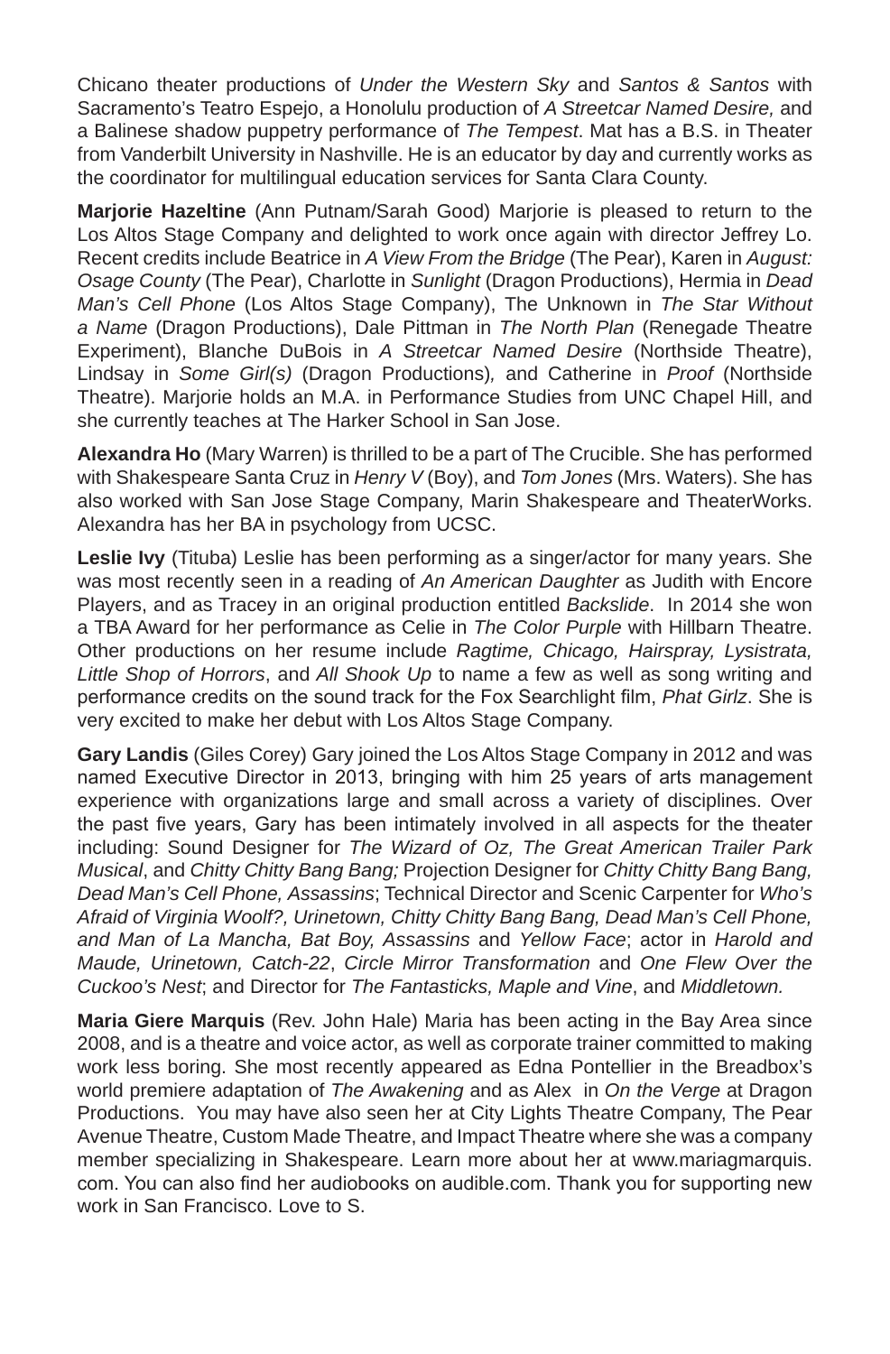Chicano theater productions of *Under the Western Sky* and *Santos & Santos* with Sacramento's Teatro Espejo, a Honolulu production of *A Streetcar Named Desire,* and a Balinese shadow puppetry performance of *The Tempest*. Mat has a B.S. in Theater from Vanderbilt University in Nashville. He is an educator by day and currently works as the coordinator for multilingual education services for Santa Clara County.

**Marjorie Hazeltine** (Ann Putnam/Sarah Good) Marjorie is pleased to return to the Los Altos Stage Company and delighted to work once again with director Jeffrey Lo. Recent credits include Beatrice in *A View From the Bridge* (The Pear), Karen in *August: Osage County* (The Pear), Charlotte in *Sunlight* (Dragon Productions), Hermia in *Dead Man's Cell Phone* (Los Altos Stage Company), The Unknown in *The Star Without a Name* (Dragon Productions), Dale Pittman in *The North Plan* (Renegade Theatre Experiment), Blanche DuBois in *A Streetcar Named Desire* (Northside Theatre), Lindsay in *Some Girl(s)* (Dragon Productions)*,* and Catherine in *Proof* (Northside Theatre). Marjorie holds an M.A. in Performance Studies from UNC Chapel Hill, and she currently teaches at The Harker School in San Jose.

**Alexandra Ho** (Mary Warren) is thrilled to be a part of The Crucible. She has performed with Shakespeare Santa Cruz in *Henry V* (Boy), and *Tom Jones* (Mrs. Waters). She has also worked with San Jose Stage Company, Marin Shakespeare and TheaterWorks. Alexandra has her BA in psychology from UCSC.

**Leslie Ivy** (Tituba) Leslie has been performing as a singer/actor for many years. She was most recently seen in a reading of *An American Daughter* as Judith with Encore Players, and as Tracey in an original production entitled *Backslide*. In 2014 she won a TBA Award for her performance as Celie in *The Color Purple* with Hillbarn Theatre. Other productions on her resume include *Ragtime, Chicago, Hairspray, Lysistrata, Little Shop of Horrors*, and *All Shook Up* to name a few as well as song writing and performance credits on the sound track for the Fox Searchlight film, *Phat Girlz*. She is very excited to make her debut with Los Altos Stage Company.

**Gary Landis** (Giles Corey) Gary joined the Los Altos Stage Company in 2012 and was named Executive Director in 2013, bringing with him 25 years of arts management experience with organizations large and small across a variety of disciplines. Over the past five years, Gary has been intimately involved in all aspects for the theater including: Sound Designer for *The Wizard of Oz, The Great American Trailer Park Musical*, and *Chitty Chitty Bang Bang;* Projection Designer for *Chitty Chitty Bang Bang, Dead Man's Cell Phone, Assassins*; Technical Director and Scenic Carpenter for *Who's Afraid of Virginia Woolf?, Urinetown, Chitty Chitty Bang Bang, Dead Man's Cell Phone, and Man of La Mancha, Bat Boy, Assassins* and *Yellow Face*; actor in *Harold and Maude, Urinetown, Catch-22*, *Circle Mirror Transformation* and *One Flew Over the Cuckoo's Nest*; and Director for *The Fantasticks, Maple and Vine*, and *Middletown.*

**Maria Giere Marquis** (Rev. John Hale) Maria has been acting in the Bay Area since 2008, and is a theatre and voice actor, as well as corporate trainer committed to making work less boring. She most recently appeared as Edna Pontellier in the Breadbox's world premiere adaptation of *The Awakening* and as Alex in *On the Verge* at Dragon Productions. You may have also seen her at City Lights Theatre Company, The Pear Avenue Theatre, Custom Made Theatre, and Impact Theatre where she was a company member specializing in Shakespeare. Learn more about her at www.mariagmarquis.com. You can also find her audiobooks on audible.com. Thank you for supporting new work in San Francisco. Love to S.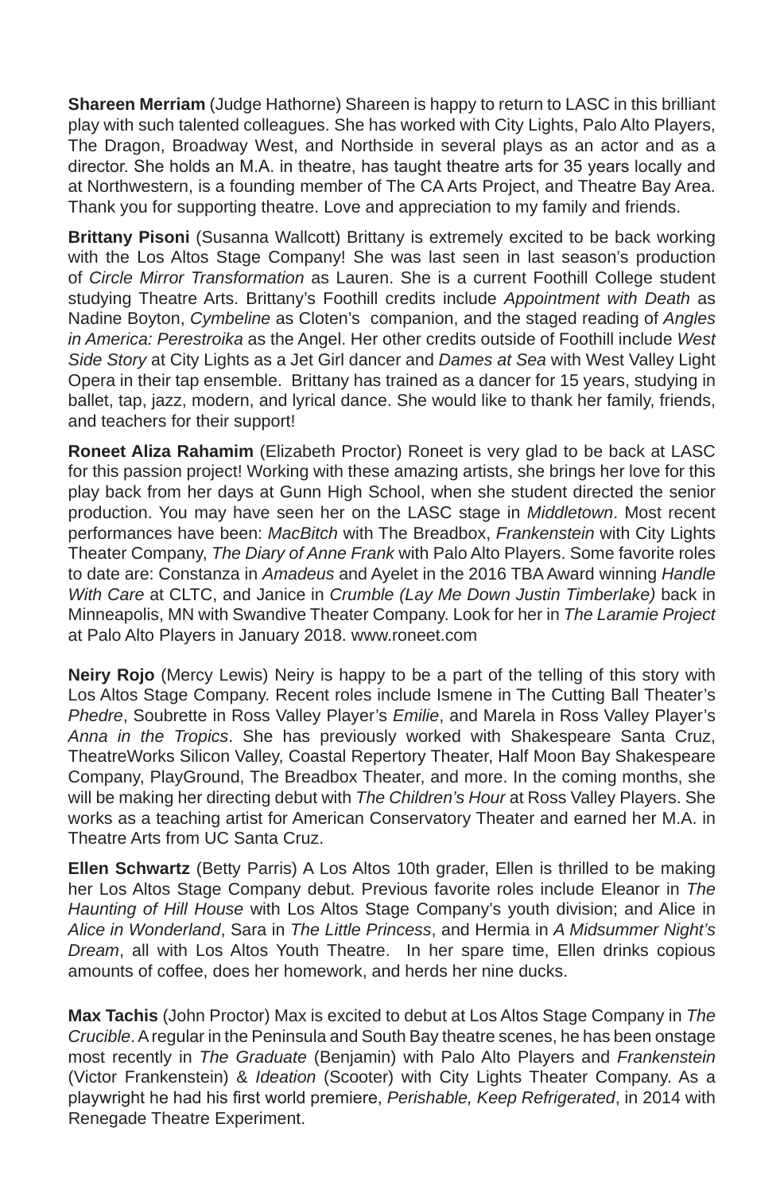**Shareen Merriam** (Judge Hathorne) Shareen is happy to return to LASC in this brilliant play with such talented colleagues. She has worked with City Lights, Palo Alto Players, The Dragon, Broadway West, and Northside in several plays as an actor and as a director. She holds an M.A. in theatre, has taught theatre arts for 35 years locally and at Northwestern, is a founding member of The CA Arts Project, and Theatre Bay Area. Thank you for supporting theatre. Love and appreciation to my family and friends.

**Brittany Pisoni** (Susanna Wallcott) Brittany is extremely excited to be back working with the Los Altos Stage Company! She was last seen in last season's production of *Circle Mirror Transformation* as Lauren. She is a current Foothill College student studying Theatre Arts. Brittany's Foothill credits include *Appointment with Death* as Nadine Boyton, *Cymbeline* as Cloten's companion, and the staged reading of *Angles in America: Perestroika* as the Angel. Her other credits outside of Foothill include *West Side Story* at City Lights as a Jet Girl dancer and *Dames at Sea* with West Valley Light Opera in their tap ensemble. Brittany has trained as a dancer for 15 years, studying in ballet, tap, jazz, modern, and lyrical dance. She would like to thank her family, friends, and teachers for their support!

**Roneet Aliza Rahamim** (Elizabeth Proctor) Roneet is very glad to be back at LASC for this passion project! Working with these amazing artists, she brings her love for this play back from her days at Gunn High School, when she student directed the senior production. You may have seen her on the LASC stage in *Middletown*. Most recent performances have been: *MacBitch* with The Breadbox, *Frankenstein* with City Lights Theater Company, *The Diary of Anne Frank* with Palo Alto Players. Some favorite roles to date are: Constanza in *Amadeus* and Ayelet in the 2016 TBA Award winning *Handle With Care* at CLTC, and Janice in *Crumble (Lay Me Down Justin Timberlake)* back in Minneapolis, MN with Swandive Theater Company. Look for her in *The Laramie Project* at Palo Alto Players in January 2018. www.roneet.com

**Neiry Rojo** (Mercy Lewis) Neiry is happy to be a part of the telling of this story with Los Altos Stage Company. Recent roles include Ismene in The Cutting Ball Theater's *Phedre*, Soubrette in Ross Valley Player's *Emilie*, and Marela in Ross Valley Player's *Anna in the Tropics*. She has previously worked with Shakespeare Santa Cruz, TheatreWorks Silicon Valley, Coastal Repertory Theater, Half Moon Bay Shakespeare Company, PlayGround, The Breadbox Theater, and more. In the coming months, she will be making her directing debut with *The Children's Hour* at Ross Valley Players. She works as a teaching artist for American Conservatory Theater and earned her M.A. in Theatre Arts from UC Santa Cruz.

**Ellen Schwartz** (Betty Parris) A Los Altos 10th grader, Ellen is thrilled to be making her Los Altos Stage Company debut. Previous favorite roles include Eleanor in *The Haunting of Hill House* with Los Altos Stage Company's youth division; and Alice in *Alice in Wonderland*, Sara in *The Little Princess*, and Hermia in *A Midsummer Night's Dream*, all with Los Altos Youth Theatre. In her spare time, Ellen drinks copious amounts of coffee, does her homework, and herds her nine ducks.

**Max Tachis** (John Proctor) Max is excited to debut at Los Altos Stage Company in *The Crucible*. A regular in the Peninsula and South Bay theatre scenes, he has been onstage most recently in *The Graduate* (Benjamin) with Palo Alto Players and *Frankenstein* (Victor Frankenstein) & *Ideation* (Scooter) with City Lights Theater Company. As a playwright he had his first world premiere, *Perishable, Keep Refrigerated*, in 2014 with Renegade Theatre Experiment.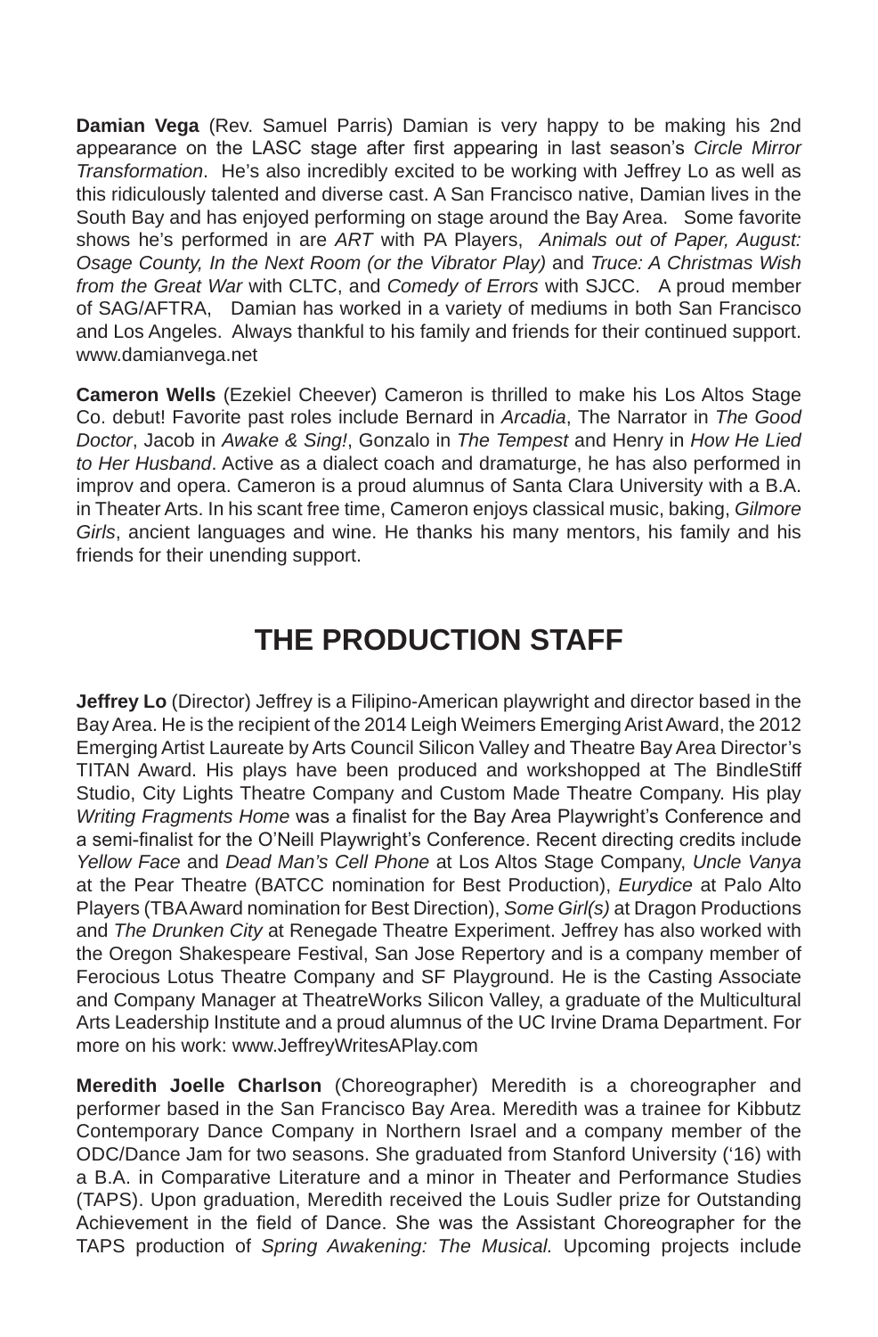**Damian Vega** (Rev. Samuel Parris) Damian is very happy to be making his 2nd appearance on the LASC stage after first appearing in last season's *Circle Mirror Transformation*. He's also incredibly excited to be working with Jeffrey Lo as well as this ridiculously talented and diverse cast. A San Francisco native, Damian lives in the South Bay and has enjoyed performing on stage around the Bay Area. Some favorite shows he's performed in are *ART* with PA Players, *Animals out of Paper, August: Osage County, In the Next Room (or the Vibrator Play)* and *Truce: A Christmas Wish from the Great War* with CLTC, and *Comedy of Errors* with SJCC. A proud member of SAG/AFTRA, Damian has worked in a variety of mediums in both San Francisco and Los Angeles. Always thankful to his family and friends for their continued support. www.damianvega.net

**Cameron Wells** (Ezekiel Cheever) Cameron is thrilled to make his Los Altos Stage Co. debut! Favorite past roles include Bernard in *Arcadia*, The Narrator in *The Good Doctor*, Jacob in *Awake & Sing!*, Gonzalo in *The Tempest* and Henry in *How He Lied to Her Husband*. Active as a dialect coach and dramaturge, he has also performed in improv and opera. Cameron is a proud alumnus of Santa Clara University with a B.A. in Theater Arts. In his scant free time, Cameron enjoys classical music, baking, *Gilmore Girls*, ancient languages and wine. He thanks his many mentors, his family and his friends for their unending support.

## THE PRODUCTION STAFF

**Jeffrey Lo** (Director) Jeffrey is a Filipino-American playwright and director based in the Bay Area. He is the recipient of the 2014 Leigh Weimers Emerging Arist Award, the 2012 Emerging Artist Laureate by Arts Council Silicon Valley and Theatre Bay Area Director's TITAN Award. His plays have been produced and workshopped at The BindleStiff Studio, City Lights Theatre Company and Custom Made Theatre Company. His play *Writing Fragments Home* was a finalist for the Bay Area Playwright's Conference and a semi-finalist for the O'Neill Playwright's Conference. Recent directing credits include *Yellow Face* and *Dead Man's Cell Phone* at Los Altos Stage Company, *Uncle Vanya* at the Pear Theatre (BATCC nomination for Best Production), *Eurydice* at Palo Alto Players (TBA Award nomination for Best Direction), *Some Girl(s)* at Dragon Productions and *The Drunken City* at Renegade Theatre Experiment. Jeffrey has also worked with the Oregon Shakespeare Festival, San Jose Repertory and is a company member of Ferocious Lotus Theatre Company and SF Playground. He is the Casting Associate and Company Manager at TheatreWorks Silicon Valley, a graduate of the Multicultural Arts Leadership Institute and a proud alumnus of the UC Irvine Drama Department. For more on his work: www.JeffreyWritesAPlay.com

**Meredith Joelle Charlson** (Choreographer) Meredith is a choreographer and performer based in the San Francisco Bay Area. Meredith was a trainee for Kibbutz Contemporary Dance Company in Northern Israel and a company member of the ODC/Dance Jam for two seasons. She graduated from Stanford University ('16) with a B.A. in Comparative Literature and a minor in Theater and Performance Studies (TAPS). Upon graduation, Meredith received the Louis Sudler prize for Outstanding Achievement in the field of Dance. She was the Assistant Choreographer for the TAPS production of *Spring Awakening: The Musical*. Upcoming projects include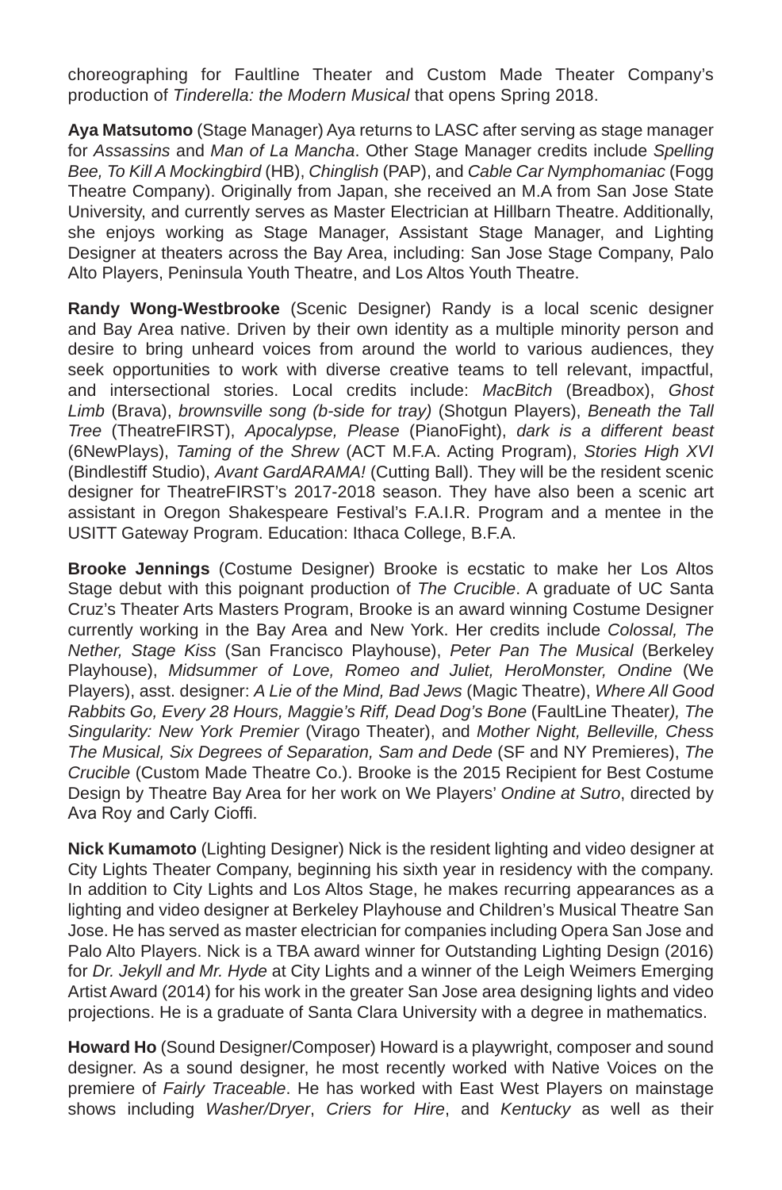choreographing for Faultline Theater and Custom Made Theater Company's production of *Tinderella: the Modern Musical* that opens Spring 2018.

**Aya Matsutomo** (Stage Manager) Aya returns to LASC after serving as stage manager for *Assassins* and *Man of La Mancha*. Other Stage Manager credits include *Spelling Bee, To Kill A Mockingbird* (HB), *Chinglish* (PAP), and *Cable Car Nymphomaniac* (Fogg Theatre Company). Originally from Japan, she received an M.A from San Jose State University, and currently serves as Master Electrician at Hillbarn Theatre. Additionally, she enjoys working as Stage Manager, Assistant Stage Manager, and Lighting Designer at theaters across the Bay Area, including: San Jose Stage Company, Palo Alto Players, Peninsula Youth Theatre, and Los Altos Youth Theatre.

**Randy Wong-Westbrooke** (Scenic Designer) Randy is a local scenic designer and Bay Area native. Driven by their own identity as a multiple minority person and desire to bring unheard voices from around the world to various audiences, they seek opportunities to work with diverse creative teams to tell relevant, impactful, and intersectional stories. Local credits include: *MacBitch* (Breadbox), *Ghost Limb* (Brava), *brownsville song (b-side for tray)* (Shotgun Players), *Beneath the Tall Tree* (TheatreFIRST), *Apocalypse, Please* (PianoFight), *dark is a different beast* (6NewPlays), *Taming of the Shrew* (ACT M.F.A. Acting Program), *Stories High XVI* (Bindlestiff Studio), *Avant GardARAMA!* (Cutting Ball). They will be the resident scenic designer for TheatreFIRST's 2017-2018 season. They have also been a scenic art assistant in Oregon Shakespeare Festival's F.A.I.R. Program and a mentee in the USITT Gateway Program. Education: Ithaca College, B.F.A.

**Brooke Jennings** (Costume Designer) Brooke is ecstatic to make her Los Altos Stage debut with this poignant production of *The Crucible*. A graduate of UC Santa Cruz's Theater Arts Masters Program, Brooke is an award winning Costume Designer currently working in the Bay Area and New York. Her credits include *Colossal, The Nether, Stage Kiss* (San Francisco Playhouse), *Peter Pan The Musical* (Berkeley Playhouse), *Midsummer of Love, Romeo and Juliet, HeroMonster, Ondine* (We Players), asst. designer: *A Lie of the Mind, Bad Jews* (Magic Theatre), *Where All Good Rabbits Go, Every 28 Hours, Maggie's Riff, Dead Dog's Bone* (FaultLine Theater*), The Singularity: New York Premier* (Virago Theater), and *Mother Night, Belleville, Chess The Musical, Six Degrees of Separation, Sam and Dede* (SF and NY Premieres), *The Crucible* (Custom Made Theatre Co.). Brooke is the 2015 Recipient for Best Costume Design by Theatre Bay Area for her work on We Players' *Ondine at Sutro*, directed by Ava Roy and Carly Cioffi.

**Nick Kumamoto** (Lighting Designer) Nick is the resident lighting and video designer at City Lights Theater Company, beginning his sixth year in residency with the company. In addition to City Lights and Los Altos Stage, he makes recurring appearances as a lighting and video designer at Berkeley Playhouse and Children's Musical Theatre San Jose. He has served as master electrician for companies including Opera San Jose and Palo Alto Players. Nick is a TBA award winner for Outstanding Lighting Design (2016) for *Dr. Jekyll and Mr. Hyde* at City Lights and a winner of the Leigh Weimers Emerging Artist Award (2014) for his work in the greater San Jose area designing lights and video projections. He is a graduate of Santa Clara University with a degree in mathematics.

**Howard Ho** (Sound Designer/Composer) Howard is a playwright, composer and sound designer. As a sound designer, he most recently worked with Native Voices on the premiere of *Fairly Traceable*. He has worked with East West Players on mainstage shows including *Washer/Dryer*, *Criers for Hire*, and *Kentucky* as well as their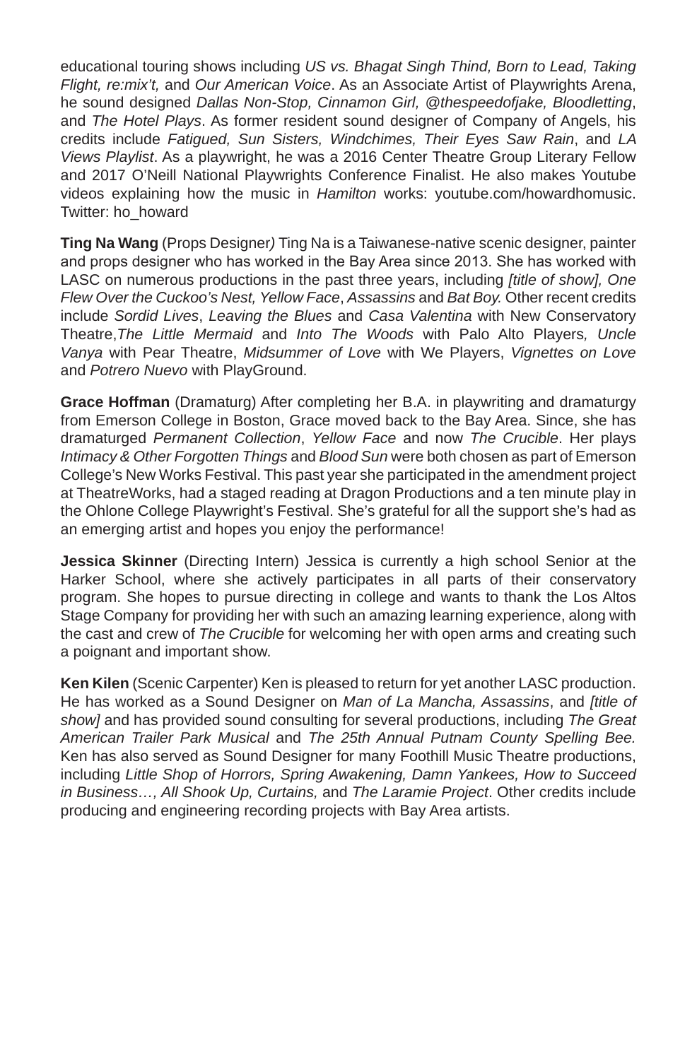educational touring shows including *US vs. Bhagat Singh Thind, Born to Lead, Taking Flight, re:mix't,* and *Our American Voice*. As an Associate Artist of Playwrights Arena, he sound designed *Dallas Non-Stop, Cinnamon Girl, @thespeedofjake, Bloodletting*, and *The Hotel Plays*. As former resident sound designer of Company of Angels, his credits include *Fatigued, Sun Sisters, Windchimes, Their Eyes Saw Rain*, and *LA Views Playlist*. As a playwright, he was a 2016 Center Theatre Group Literary Fellow and 2017 O'Neill National Playwrights Conference Finalist. He also makes Youtube videos explaining how the music in *Hamilton* works: youtube.com/howardhomusic. Twitter: ho_howard

**Ting Na Wang** (Props Designer*)* Ting Na is a Taiwanese-native scenic designer, painter and props designer who has worked in the Bay Area since 2013. She has worked with LASC on numerous productions in the past three years, including *[title of show], One Flew Over the Cuckoo's Nest, Yellow Face*, *Assassins* and *Bat Boy.* Other recent credits include *Sordid Lives*, *Leaving the Blues* and *Casa Valentina* with New Conservatory Theatre,*The Little Mermaid* and *Into The Woods* with Palo Alto Players*, Uncle Vanya* with Pear Theatre, *Midsummer of Love* with We Players, *Vignettes on Love* and *Potrero Nuevo* with PlayGround.

**Grace Hoffman** (Dramaturg) After completing her B.A. in playwriting and dramaturgy from Emerson College in Boston, Grace moved back to the Bay Area. Since, she has dramaturged *Permanent Collection*, *Yellow Face* and now *The Crucible*. Her plays *Intimacy & Other Forgotten Things* and *Blood Sun* were both chosen as part of Emerson College's New Works Festival. This past year she participated in the amendment project at TheatreWorks, had a staged reading at Dragon Productions and a ten minute play in the Ohlone College Playwright's Festival. She's grateful for all the support she's had as an emerging artist and hopes you enjoy the performance!

**Jessica Skinner** (Directing Intern) Jessica is currently a high school Senior at the Harker School, where she actively participates in all parts of their conservatory program. She hopes to pursue directing in college and wants to thank the Los Altos Stage Company for providing her with such an amazing learning experience, along with the cast and crew of *The Crucible* for welcoming her with open arms and creating such a poignant and important show.

**Ken Kilen** (Scenic Carpenter) Ken is pleased to return for yet another LASC production. He has worked as a Sound Designer on *Man of La Mancha, Assassins*, and *[title of show]* and has provided sound consulting for several productions, including *The Great American Trailer Park Musical* and *The 25th Annual Putnam County Spelling Bee.* Ken has also served as Sound Designer for many Foothill Music Theatre productions, including *Little Shop of Horrors, Spring Awakening, Damn Yankees, How to Succeed in Business…, All Shook Up, Curtains,* and *The Laramie Project*. Other credits include producing and engineering recording projects with Bay Area artists.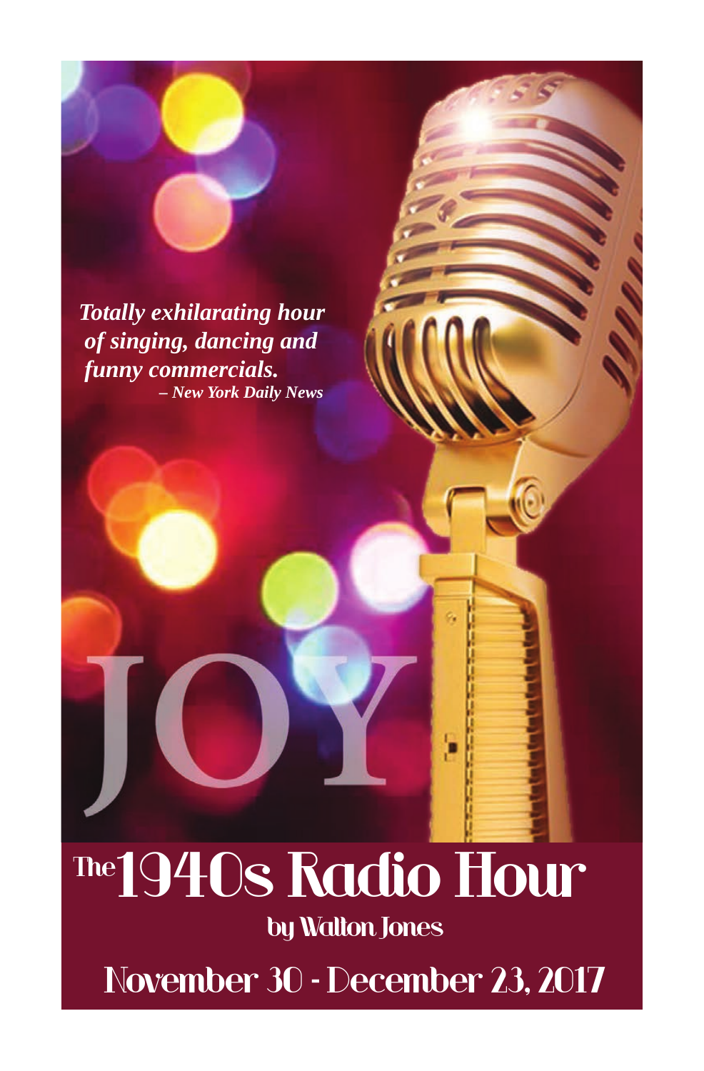*Totally exhilarating hour of singing, dancing and funny commercials.*
***– New York Daily News***

JOY

# The 1940s Radio Hour

## by Walton Jones

## November 30 - December 23, 2017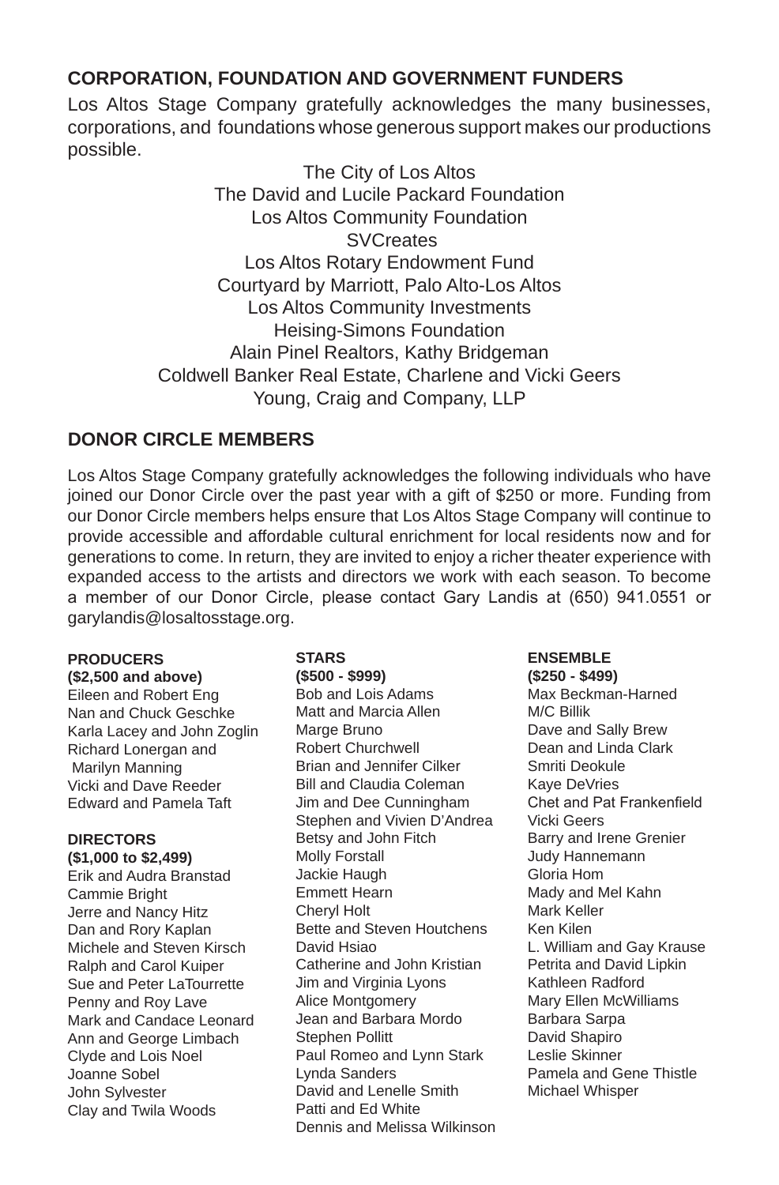## CORPORATION, FOUNDATION AND GOVERNMENT FUNDERS

Los Altos Stage Company gratefully acknowledges the many businesses, corporations, and foundations whose generous support makes our productions possible.

The City of Los Altos
The David and Lucile Packard Foundation
Los Altos Community Foundation
SVCreates
Los Altos Rotary Endowment Fund
Courtyard by Marriott, Palo Alto-Los Altos
Los Altos Community Investments
Heising-Simons Foundation
Alain Pinel Realtors, Kathy Bridgeman
Coldwell Banker Real Estate, Charlene and Vicki Geers
Young, Craig and Company, LLP

## DONOR CIRCLE MEMBERS

Los Altos Stage Company gratefully acknowledges the following individuals who have joined our Donor Circle over the past year with a gift of $250 or more. Funding from our Donor Circle members helps ensure that Los Altos Stage Company will continue to provide accessible and affordable cultural enrichment for local residents now and for generations to come. In return, they are invited to enjoy a richer theater experience with expanded access to the artists and directors we work with each season. To become a member of our Donor Circle, please contact Gary Landis at (650) 941.0551 or garylandis@losaltosstage.org.

**PRODUCERS**
**($2,500 and above)**
Eileen and Robert Eng
Nan and Chuck Geschke
Karla Lacey and John Zoglin
Richard Lonergan and Marilyn Manning
Vicki and Dave Reeder
Edward and Pamela Taft

**DIRECTORS**
**($1,000 to $2,499)**
Erik and Audra Branstad
Cammie Bright
Jerre and Nancy Hitz
Dan and Rory Kaplan
Michele and Steven Kirsch
Ralph and Carol Kuiper
Sue and Peter LaTourrette
Penny and Roy Lave
Mark and Candace Leonard
Ann and George Limbach
Clyde and Lois Noel
Joanne Sobel
John Sylvester
Clay and Twila Woods

**STARS**
**($500 - $999)**
Bob and Lois Adams
Matt and Marcia Allen
Marge Bruno
Robert Churchwell
Brian and Jennifer Cilker
Bill and Claudia Coleman
Jim and Dee Cunningham
Stephen and Vivien D'Andrea
Betsy and John Fitch
Molly Forstall
Jackie Haugh
Emmett Hearn
Cheryl Holt
Bette and Steven Houtchens
David Hsiao
Catherine and John Kristian
Jim and Virginia Lyons
Alice Montgomery
Jean and Barbara Mordo
Stephen Pollitt
Paul Romeo and Lynn Stark
Lynda Sanders
David and Lenelle Smith
Patti and Ed White
Dennis and Melissa Wilkinson

**ENSEMBLE**
**($250 - $499)**
Max Beckman-Harned
M/C Billik
Dave and Sally Brew
Dean and Linda Clark
Smriti Deokule
Kaye DeVries
Chet and Pat Frankenfield
Vicki Geers
Barry and Irene Grenier
Judy Hannemann
Gloria Hom
Mady and Mel Kahn
Mark Keller
Ken Kilen
L. William and Gay Krause
Petrita and David Lipkin
Kathleen Radford
Mary Ellen McWilliams
Barbara Sarpa
David Shapiro
Leslie Skinner
Pamela and Gene Thistle
Michael Whisper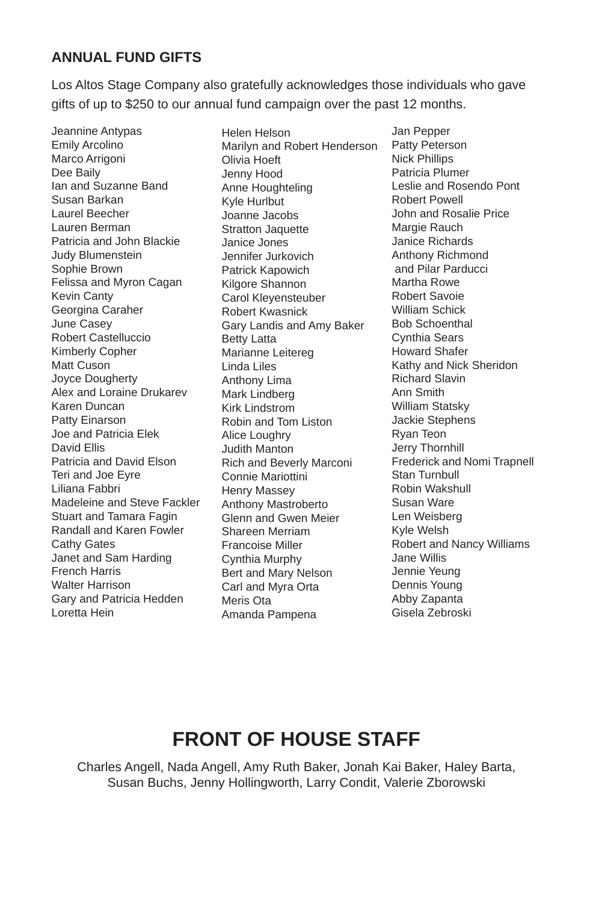## ANNUAL FUND GIFTS

Los Altos Stage Company also gratefully acknowledges those individuals who gave gifts of up to $250 to our annual fund campaign over the past 12 months.

Jeannine Antypas
Emily Arcolino
Marco Arrigoni
Dee Baily
Ian and Suzanne Band
Susan Barkan
Laurel Beecher
Lauren Berman
Patricia and John Blackie
Judy Blumenstein
Sophie Brown
Felissa and Myron Cagan
Kevin Canty
Georgina Caraher
June Casey
Robert Castelluccio
Kimberly Copher
Matt Cuson
Joyce Dougherty
Alex and Loraine Drukarev
Karen Duncan
Patty Einarson
Joe and Patricia Elek
David Ellis
Patricia and David Elson
Teri and Joe Eyre
Liliana Fabbri
Madeleine and Steve Fackler
Stuart and Tamara Fagin
Randall and Karen Fowler
Cathy Gates
Janet and Sam Harding
French Harris
Walter Harrison
Gary and Patricia Hedden
Loretta Hein
Helen Helson
Marilyn and Robert Henderson
Olivia Hoeft
Jenny Hood
Anne Houghteling
Kyle Hurlbut
Joanne Jacobs
Stratton Jaquette
Janice Jones
Jennifer Jurkovich
Patrick Kapowich
Kilgore Shannon
Carol Kleyensteuber
Robert Kwasnick
Gary Landis and Amy Baker
Betty Latta
Marianne Leitereg
Linda Liles
Anthony Lima
Mark Lindberg
Kirk Lindstrom
Robin and Tom Liston
Alice Loughry
Judith Manton
Rich and Beverly Marconi
Connie Mariottini
Henry Massey
Anthony Mastroberto
Glenn and Gwen Meier
Shareen Merriam
Francoise Miller
Cynthia Murphy
Bert and Mary Nelson
Carl and Myra Orta
Meris Ota
Amanda Pampena
Jan Pepper
Patty Peterson
Nick Phillips
Patricia Plumer
Leslie and Rosendo Pont
Robert Powell
John and Rosalie Price
Margie Rauch
Janice Richards
Anthony Richmond and Pilar Parducci
Martha Rowe
Robert Savoie
William Schick
Bob Schoenthal
Cynthia Sears
Howard Shafer
Kathy and Nick Sheridon
Richard Slavin
Ann Smith
William Statsky
Jackie Stephens
Ryan Teon
Jerry Thornhill
Frederick and Nomi Trapnell
Stan Turnbull
Robin Wakshull
Susan Ware
Len Weisberg
Kyle Welsh
Robert and Nancy Williams
Jane Willis
Jennie Yeung
Dennis Young
Abby Zapanta
Gisela Zebroski

# FRONT OF HOUSE STAFF

Charles Angell, Nada Angell, Amy Ruth Baker, Jonah Kai Baker, Haley Barta, Susan Buchs, Jenny Hollingworth, Larry Condit, Valerie Zborowski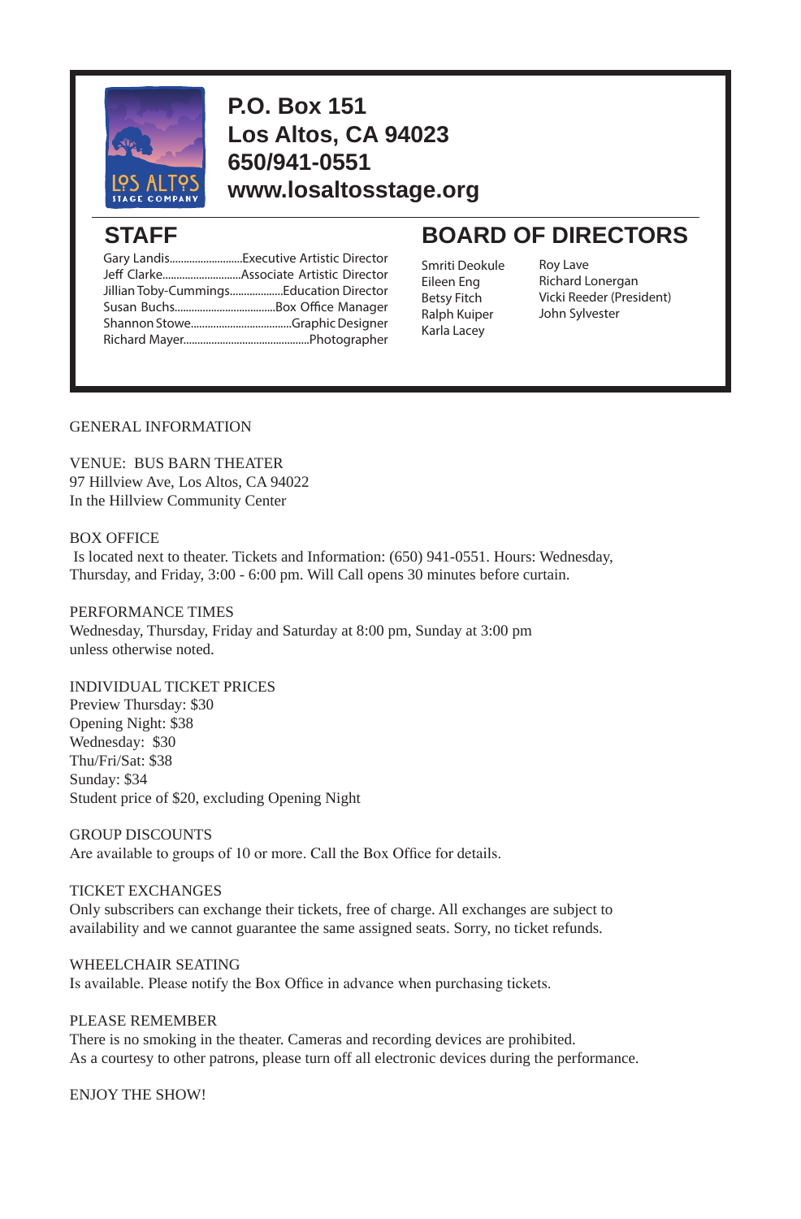**P.O. Box 151**
**Los Altos, CA 94023**
**650/941-0551**
**www.losaltosstage.org**

## STAFF

Gary Landis..........................Executive Artistic Director
Jeff Clarke............................Associate Artistic Director
Jillian Toby-Cummings...................Education Director
Susan Buchs...................................Box Office Manager
Shannon Stowe...................................Graphic Designer
Richard Mayer............................................Photographer

## BOARD OF DIRECTORS

Smriti Deokule
Eileen Eng
Betsy Fitch
Ralph Kuiper
Karla Lacey
Roy Lave
Richard Lonergan
Vicki Reeder (President)
John Sylvester

GENERAL INFORMATION

VENUE: BUS BARN THEATER
97 Hillview Ave, Los Altos, CA 94022
In the Hillview Community Center

BOX OFFICE
Is located next to theater. Tickets and Information: (650) 941-0551. Hours: Wednesday, Thursday, and Friday, 3:00 - 6:00 pm. Will Call opens 30 minutes before curtain.

PERFORMANCE TIMES
Wednesday, Thursday, Friday and Saturday at 8:00 pm, Sunday at 3:00 pm unless otherwise noted.

INDIVIDUAL TICKET PRICES
Preview Thursday: $30
Opening Night: $38
Wednesday: $30
Thu/Fri/Sat: $38
Sunday: $34
Student price of $20, excluding Opening Night

GROUP DISCOUNTS
Are available to groups of 10 or more. Call the Box Office for details.

TICKET EXCHANGES
Only subscribers can exchange their tickets, free of charge. All exchanges are subject to availability and we cannot guarantee the same assigned seats. Sorry, no ticket refunds.

WHEELCHAIR SEATING
Is available. Please notify the Box Office in advance when purchasing tickets.

PLEASE REMEMBER
There is no smoking in the theater. Cameras and recording devices are prohibited.
As a courtesy to other patrons, please turn off all electronic devices during the performance.

ENJOY THE SHOW!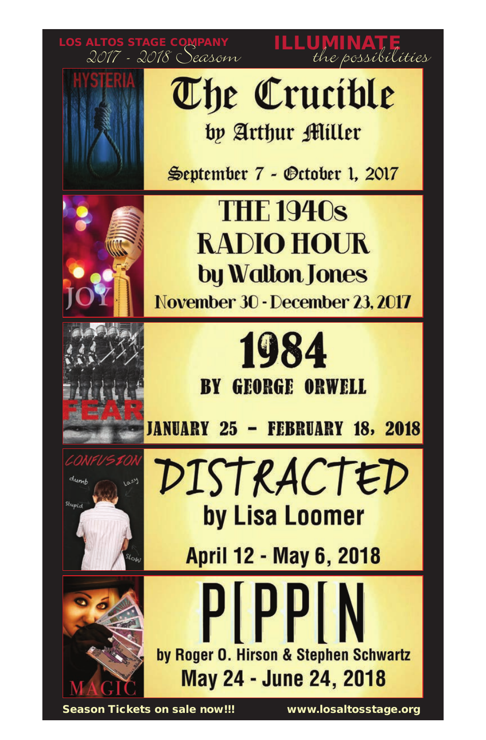**LOS ALTOS STAGE COMPANY**
*2017 - 2018 Season*

**ILLUMINATE**
*the possibilities*

HYSTERIA

## The Crucible
by Arthur Miller

September 7 - October 1, 2017

JOY

## THE 1940s RADIO HOUR
by Walton Jones

November 30 - December 23, 2017

FEAR

## 1984
BY GEORGE ORWELL

JANUARY 25 – FEBRUARY 18, 2018

CONFUSION

dumb lazy Stupid Slow

## DISTRACTED
by Lisa Loomer

April 12 - May 6, 2018

MAGIC

## PIPPIN
by Roger O. Hirson & Stephen Schwartz

May 24 - June 24, 2018

**Season Tickets on sale now!!!** **www.losaltosstage.org**